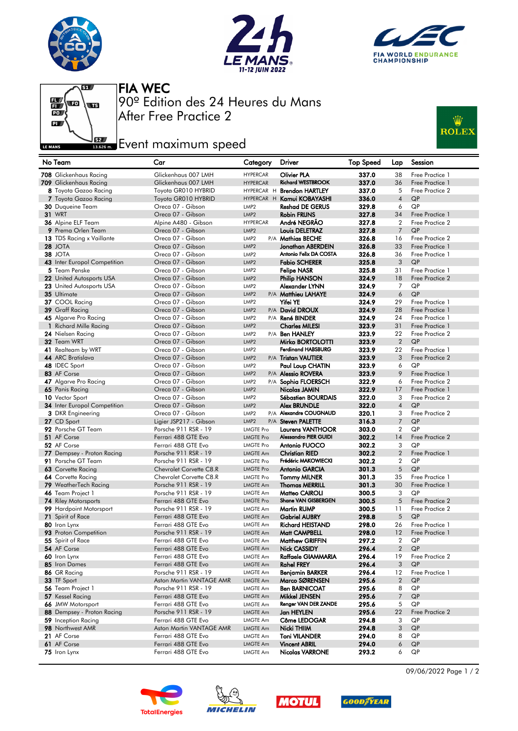# FIA WEC

## 90º Edition des 24 Heures du Mans

## After Free Practice 2

## Event maximum speed

| No | Team | Car | Category | Driver | Top Speed | Lap | Session |
|---|---|---|---|---|---|---|---|
| 708 | Glickenhaus Racing | Glickenhaus 007 LMH | HYPERCAR | Olivier PLA | 337.0 | 38 | Free Practice 1 |
| 709 | Glickenhaus Racing | Glickenhaus 007 LMH | HYPERCAR | Richard WESTBROOK | 337.0 | 36 | Free Practice 1 |
| 8 | Toyota Gazoo Racing | Toyota GR010 HYBRID | HYPERCAR H | Brendon HARTLEY | 337.0 | 5 | Free Practice 2 |
| 7 | Toyota Gazoo Racing | Toyota GR010 HYBRID | HYPERCAR H | Kamui KOBAYASHI | 336.0 | 4 | QP |
| 30 | Duqueine Team | Oreca 07 - Gibson | LMP2 | Reshad DE GERUS | 329.8 | 6 | QP |
| 31 | WRT | Oreca 07 - Gibson | LMP2 | Robin FRIJNS | 327.8 | 34 | Free Practice 1 |
| 36 | Alpine ELF Team | Alpine A480 - Gibson | HYPERCAR | André NEGRÃO | 327.8 | 2 | Free Practice 2 |
| 9 | Prema Orlen Team | Oreca 07 - Gibson | LMP2 | Louis DELETRAZ | 327.8 | 7 | QP |
| 13 | TDS Racing x Vaillante | Oreca 07 - Gibson | LMP2 P/A | Mathias BECHE | 326.8 | 16 | Free Practice 2 |
| 28 | JOTA | Oreca 07 - Gibson | LMP2 | Jonathan ABERDEIN | 326.8 | 33 | Free Practice 1 |
| 38 | JOTA | Oreca 07 - Gibson | LMP2 | Antonio Felix DA COSTA | 326.8 | 36 | Free Practice 1 |
| 43 | Inter Europol Competition | Oreca 07 - Gibson | LMP2 | Fabio SCHERER | 325.8 | 3 | QP |
| 5 | Team Penske | Oreca 07 - Gibson | LMP2 | Felipe NASR | 325.8 | 31 | Free Practice 1 |
| 22 | United Autosports USA | Oreca 07 - Gibson | LMP2 | Philip HANSON | 324.9 | 18 | Free Practice 2 |
| 23 | United Autosports USA | Oreca 07 - Gibson | LMP2 | Alexander LYNN | 324.9 | 7 | QP |
| 35 | Ultimate | Oreca 07 - Gibson | LMP2 P/A | Matthieu LAHAYE | 324.9 | 6 | QP |
| 37 | COOL Racing | Oreca 07 - Gibson | LMP2 | Yifei YE | 324.9 | 29 | Free Practice 1 |
| 39 | Graff Racing | Oreca 07 - Gibson | LMP2 P/A | David DROUX | 324.9 | 28 | Free Practice 1 |
| 45 | Algarve Pro Racing | Oreca 07 - Gibson | LMP2 P/A | René BINDER | 324.9 | 24 | Free Practice 1 |
| 1 | Richard Mille Racing | Oreca 07 - Gibson | LMP2 | Charles MILESI | 323.9 | 31 | Free Practice 1 |
| 24 | Nielsen Racing | Oreca 07 - Gibson | LMP2 P/A | Ben HANLEY | 323.9 | 22 | Free Practice 2 |
| 32 | Team WRT | Oreca 07 - Gibson | LMP2 | Mirko BORTOLOTTI | 323.9 | 2 | QP |
| 41 | Realteam by WRT | Oreca 07 - Gibson | LMP2 | Ferdinand HABSBURG | 323.9 | 22 | Free Practice 1 |
| 44 | ARC Bratislava | Oreca 07 - Gibson | LMP2 P/A | Tristan VAUTIER | 323.9 | 3 | Free Practice 2 |
| 48 | IDEC Sport | Oreca 07 - Gibson | LMP2 | Paul Loup CHATIN | 323.9 | 6 | QP |
| 83 | AF Corse | Oreca 07 - Gibson | LMP2 P/A | Alessio ROVERA | 323.9 | 9 | Free Practice 1 |
| 47 | Algarve Pro Racing | Oreca 07 - Gibson | LMP2 P/A | Sophia FLOERSCH | 322.9 | 6 | Free Practice 2 |
| 65 | Panis Racing | Oreca 07 - Gibson | LMP2 | Nicolas JAMIN | 322.9 | 17 | Free Practice 1 |
| 10 | Vector Sport | Oreca 07 - Gibson | LMP2 | Sébastien BOURDAIS | 322.0 | 3 | Free Practice 2 |
| 34 | Inter Europol Competition | Oreca 07 - Gibson | LMP2 | Alex BRUNDLE | 322.0 | 4 | QP |
| 3 | DKR Engineering | Oreca 07 - Gibson | LMP2 P/A | Alexandre COUGNAUD | 320.1 | 3 | Free Practice 2 |
| 27 | CD Sport | Ligier JSP217 - Gibson | LMP2 P/A | Steven PALETTE | 316.3 | 7 | QP |
| 92 | Porsche GT Team | Porsche 911 RSR - 19 | LMGTE Pro | Laurens VANTHOOR | 303.0 | 2 | QP |
| 51 | AF Corse | Ferrari 488 GTE Evo | LMGTE Pro | Alessandro PIER GUIDI | 302.2 | 14 | Free Practice 2 |
| 52 | AF Corse | Ferrari 488 GTE Evo | LMGTE Pro | Antonio FUOCO | 302.2 | 3 | QP |
| 77 | Dempsey - Proton Racing | Porsche 911 RSR - 19 | LMGTE Am | Christian RIED | 302.2 | 2 | Free Practice 1 |
| 91 | Porsche GT Team | Porsche 911 RSR - 19 | LMGTE Pro | Frédéric MAKOWIECKI | 302.2 | 2 | QP |
| 63 | Corvette Racing | Chevrolet Corvette C8.R | LMGTE Pro | Antonio GARCIA | 301.3 | 5 | QP |
| 64 | Corvette Racing | Chevrolet Corvette C8.R | LMGTE Pro | Tommy MILNER | 301.3 | 35 | Free Practice 1 |
| 79 | WeatherTech Racing | Porsche 911 RSR - 19 | LMGTE Am | Thomas MERRILL | 301.3 | 30 | Free Practice 1 |
| 46 | Team Project 1 | Porsche 911 RSR - 19 | LMGTE Am | Matteo CAIROLI | 300.5 | 3 | QP |
| 74 | Riley Motorsports | Ferrari 488 GTE Evo | LMGTE Pro | Shane VAN GISBERGEN | 300.5 | 5 | Free Practice 2 |
| 99 | Hardpoint Motorsport | Porsche 911 RSR - 19 | LMGTE Am | Martin RUMP | 300.5 | 11 | Free Practice 2 |
| 71 | Spirit of Race | Ferrari 488 GTE Evo | LMGTE Am | Gabriel AUBRY | 298.8 | 5 | QP |
| 80 | Iron Lynx | Ferrari 488 GTE Evo | LMGTE Am | Richard HEISTAND | 298.0 | 26 | Free Practice 1 |
| 93 | Proton Competition | Porsche 911 RSR - 19 | LMGTE Am | Matt CAMPBELL | 298.0 | 12 | Free Practice 1 |
| 55 | Spirit of Race | Ferrari 488 GTE Evo | LMGTE Am | Matthew GRIFFIN | 297.2 | 2 | QP |
| 54 | AF Corse | Ferrari 488 GTE Evo | LMGTE Am | Nick CASSIDY | 296.4 | 2 | QP |
| 60 | Iron Lynx | Ferrari 488 GTE Evo | LMGTE Am | Raffaele GIAMMARIA | 296.4 | 19 | Free Practice 2 |
| 85 | Iron Dames | Ferrari 488 GTE Evo | LMGTE Am | Rahel FREY | 296.4 | 3 | QP |
| 86 | GR Racing | Porsche 911 RSR - 19 | LMGTE Am | Benjamin BARKER | 296.4 | 12 | Free Practice 1 |
| 33 | TF Sport | Aston Martin VANTAGE AMR | LMGTE Am | Marco SØRENSEN | 295.6 | 2 | QP |
| 56 | Team Project 1 | Porsche 911 RSR - 19 | LMGTE Am | Ben BARNICOAT | 295.6 | 8 | QP |
| 57 | Kessel Racing | Ferrari 488 GTE Evo | LMGTE Am | Mikkel JENSEN | 295.6 | 7 | QP |
| 66 | JMW Motorsport | Ferrari 488 GTE Evo | LMGTE Am | Renger VAN DER ZANDE | 295.6 | 5 | QP |
| 88 | Dempsey - Proton Racing | Porsche 911 RSR - 19 | LMGTE Am | Jan HEYLEN | 295.6 | 22 | Free Practice 2 |
| 59 | Inception Racing | Ferrari 488 GTE Evo | LMGTE Am | Côme LEDOGAR | 294.8 | 3 | QP |
| 98 | Northwest AMR | Aston Martin VANTAGE AMR | LMGTE Am | Nicki THIIM | 294.8 | 3 | QP |
| 21 | AF Corse | Ferrari 488 GTE Evo | LMGTE Am | Toni VILANDER | 294.0 | 8 | QP |
| 61 | AF Corse | Ferrari 488 GTE Evo | LMGTE Am | Vincent ABRIL | 294.0 | 6 | QP |
| 75 | Iron Lynx | Ferrari 488 GTE Evo | LMGTE Am | Nicolas VARRONE | 293.2 | 6 | QP |

09/06/2022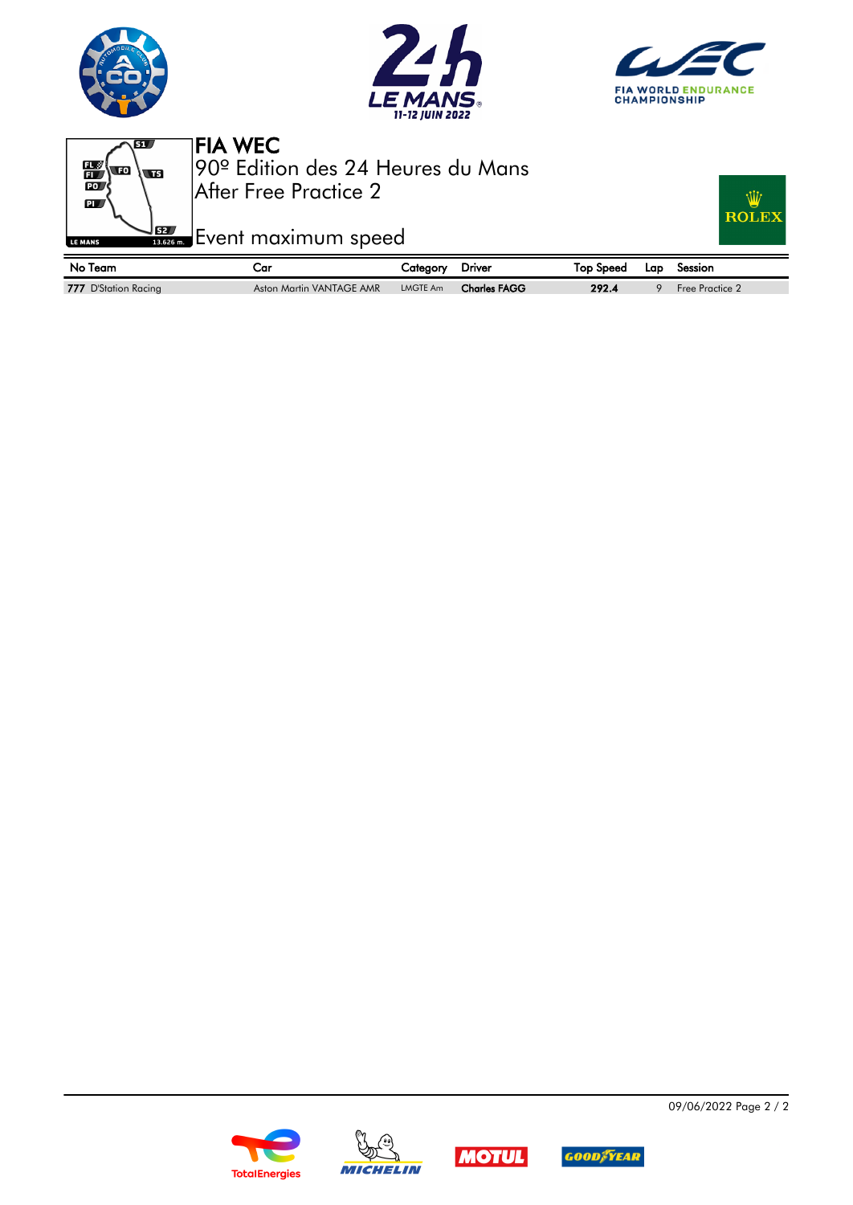# FIA WEC

90º Edition des 24 Heures du Mans

After Free Practice 2

## Event maximum speed

| No | Team | Car | Category | Driver | Top Speed | Lap | Session |
|---|---|---|---|---|---|---|---|
| **777** | D'Station Racing | Aston Martin VANTAGE AMR | LMGTE Am | **Charles FAGG** | **292.4** | 9 | Free Practice 2 |

09/06/2022